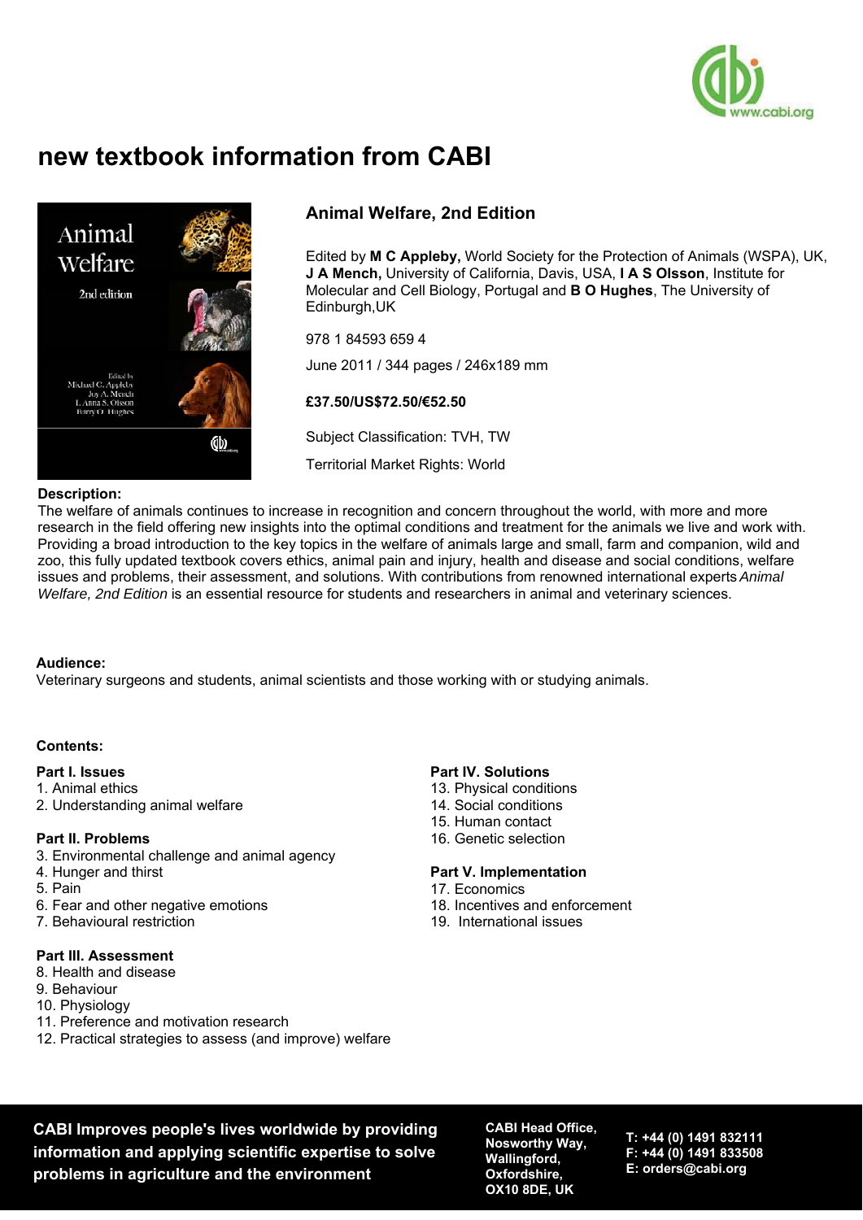# new textbook information from CABI

## Animal Welfare, 2nd Edition

Edited by **M C Appleby,** World Society for the Protection of Animals (WSPA), UK, **J A Mench,** University of California, Davis, USA, **I A S Olsson**, Institute for Molecular and Cell Biology, Portugal and **B O Hughes**, The University of Edinburgh,UK

978 1 84593 659 4

June 2011 / 344 pages / 246x189 mm

**£37.50/US$72.50/€52.50**

Subject Classification: TVH, TW

Territorial Market Rights: World

**Description:**

The welfare of animals continues to increase in recognition and concern throughout the world, with more and more research in the field offering new insights into the optimal conditions and treatment for the animals we live and work with. Providing a broad introduction to the key topics in the welfare of animals large and small, farm and companion, wild and zoo, this fully updated textbook covers ethics, animal pain and injury, health and disease and social conditions, welfare issues and problems, their assessment, and solutions. With contributions from renowned international experts *Animal Welfare, 2nd Edition* is an essential resource for students and researchers in animal and veterinary sciences.

**Audience:**

Veterinary surgeons and students, animal scientists and those working with or studying animals.

**Contents:**

**Part I. Issues**

1. Animal ethics
2. Understanding animal welfare

**Part II. Problems**

3. Environmental challenge and animal agency
4. Hunger and thirst
5. Pain
6. Fear and other negative emotions
7. Behavioural restriction

**Part III. Assessment**

8. Health and disease
9. Behaviour
10. Physiology
11. Preference and motivation research
12. Practical strategies to assess (and improve) welfare

**Part IV. Solutions**

13. Physical conditions
14. Social conditions
15. Human contact
16. Genetic selection

**Part V. Implementation**

17. Economics
18. Incentives and enforcement
19. International issues

**CABI Improves people's lives worldwide by providing information and applying scientific expertise to solve problems in agriculture and the environment**

**CABI Head Office, Nosworthy Way, Wallingford, Oxfordshire, OX10 8DE, UK**

**T: +44 (0) 1491 832111**
**F: +44 (0) 1491 833508**
**E: orders@cabi.org**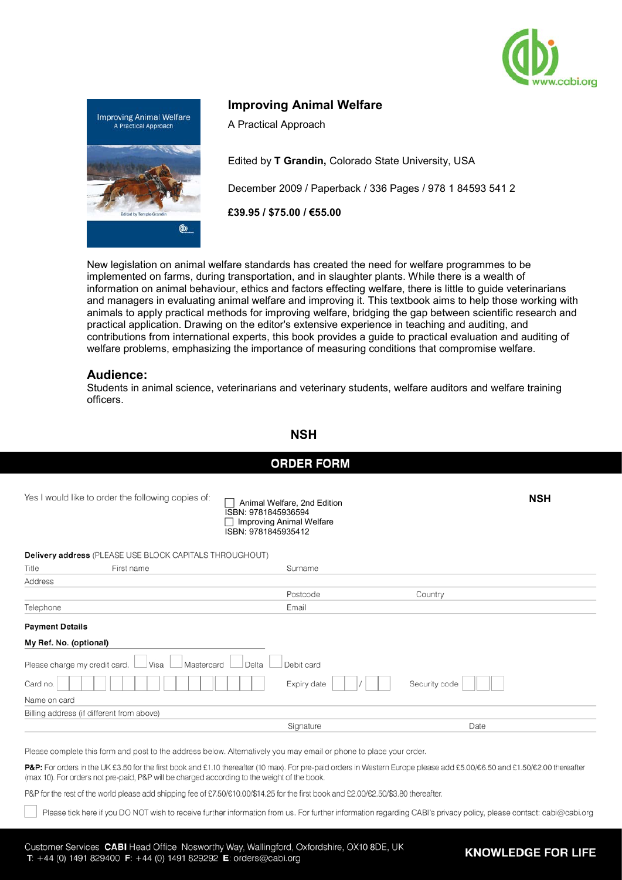## Improving Animal Welfare

A Practical Approach

Edited by **T Grandin,** Colorado State University, USA

December 2009 / Paperback / 336 Pages / 978 1 84593 541 2

**£39.95 / $75.00 / €55.00**

New legislation on animal welfare standards has created the need for welfare programmes to be implemented on farms, during transportation, and in slaughter plants. While there is a wealth of information on animal behaviour, ethics and factors effecting welfare, there is little to guide veterinarians and managers in evaluating animal welfare and improving it. This textbook aims to help those working with animals to apply practical methods for improving welfare, bridging the gap between scientific research and practical application. Drawing on the editor's extensive experience in teaching and auditing, and contributions from international experts, this book provides a guide to practical evaluation and auditing of welfare problems, emphasizing the importance of measuring conditions that compromise welfare.

### Audience:

Students in animal science, veterinarians and veterinary students, welfare auditors and welfare training officers.

**NSH**

## ORDER FORM

Yes I would like to order the following copies of:

- ☐ Animal Welfare, 2nd Edition ISBN: 9781845936594
- ☐ Improving Animal Welfare ISBN: 9781845935412

**NSH**

**Delivery address** (PLEASE USE BLOCK CAPITALS THROUGHOUT)

Title First name Surname

Address

Postcode Country

Telephone Email

**Payment Details**

**My Ref. No. (optional)**

Please charge my credit card. ☐ Visa ☐ Mastercard ☐ Delta ☐ Debit card

Card no. Expiry date / Security code

Name on card

Billing address (if different from above)

Signature Date

Please complete this form and post to the address below. Alternatively you may email or phone to place your order.

**P&P:** For orders in the UK £3.50 for the first book and £1.10 thereafter (10 max). For pre-paid orders in Western Europe please add £5.00/€6.50 and £1.50/€2.00 thereafter (max 10). For orders not pre-paid, P&P will be charged according to the weight of the book.

P&P for the rest of the world please add shipping fee of £7.50/€10.00/$14.25 for the first book and £2.00/€2.50/$3.80 thereafter.

☐ Please tick here if you DO NOT wish to receive further information from us. For further information regarding CABI's privacy policy, please contact: cabi@cabi.org

Customer Services **CABI** Head Office Nosworthy Way, Wallingford, Oxfordshire, OX10 8DE, UK
**T**: +44 (0) 1491 829400 **F**: +44 (0) 1491 829292 **E**: orders@cabi.org

**KNOWLEDGE FOR LIFE**